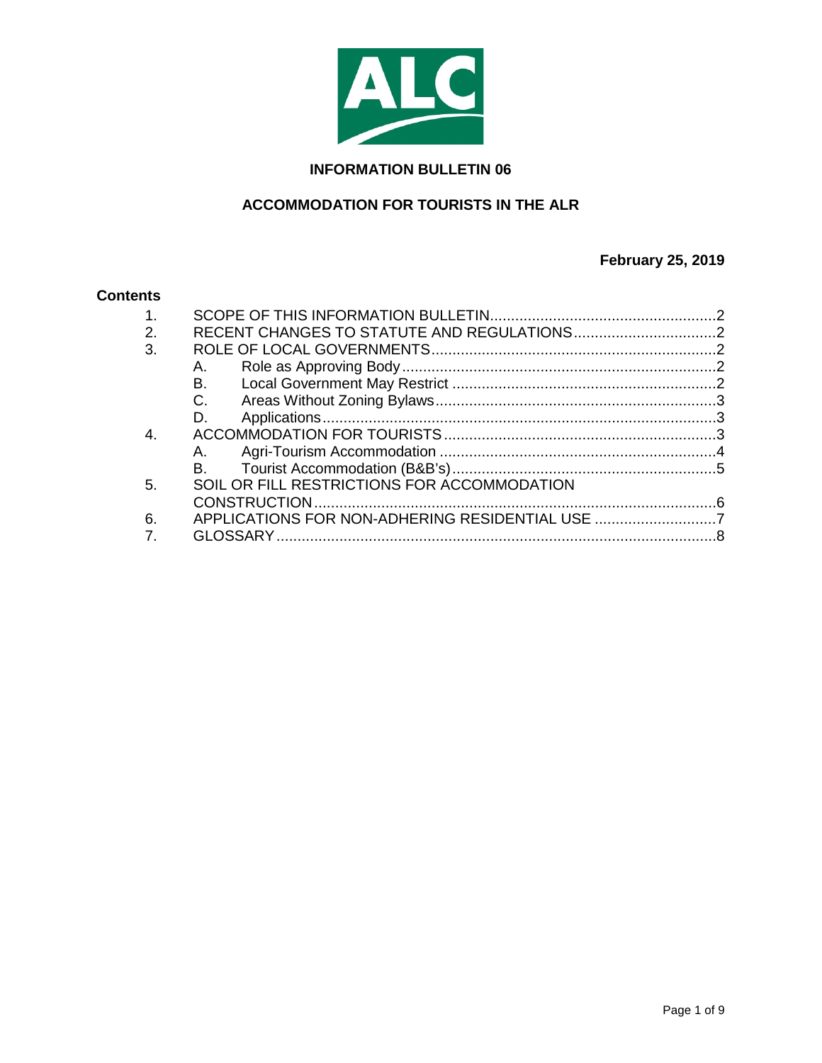ALC

**INFORMATION BULLETIN 06**

**ACCOMMODATION FOR TOURISTS IN THE ALR**

**February 25, 2019**

## Contents

1. SCOPE OF THIS INFORMATION BULLETIN ..... 2
2. RECENT CHANGES TO STATUTE AND REGULATIONS ..... 2
3. ROLE OF LOCAL GOVERNMENTS ..... 2
   - A. Role as Approving Body ..... 2
   - B. Local Government May Restrict ..... 2
   - C. Areas Without Zoning Bylaws ..... 3
   - D. Applications ..... 3
4. ACCOMMODATION FOR TOURISTS ..... 3
   - A. Agri-Tourism Accommodation ..... 4
   - B. Tourist Accommodation (B&B's) ..... 5
5. SOIL OR FILL RESTRICTIONS FOR ACCOMMODATION CONSTRUCTION ..... 6
6. APPLICATIONS FOR NON-ADHERING RESIDENTIAL USE ..... 7
7. GLOSSARY ..... 8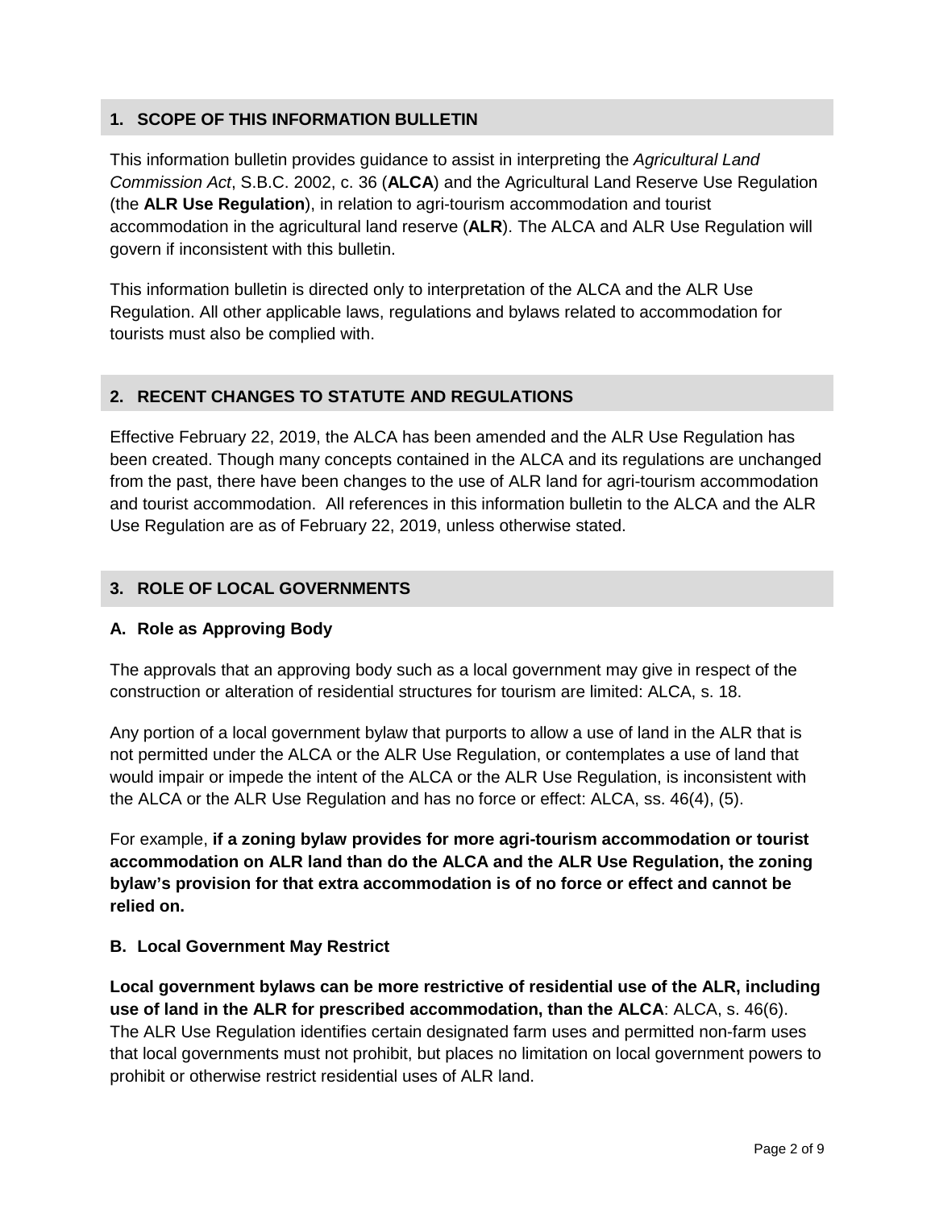## 1. SCOPE OF THIS INFORMATION BULLETIN

This information bulletin provides guidance to assist in interpreting the *Agricultural Land Commission Act*, S.B.C. 2002, c. 36 (**ALCA**) and the Agricultural Land Reserve Use Regulation (the **ALR Use Regulation**), in relation to agri-tourism accommodation and tourist accommodation in the agricultural land reserve (**ALR**). The ALCA and ALR Use Regulation will govern if inconsistent with this bulletin.

This information bulletin is directed only to interpretation of the ALCA and the ALR Use Regulation. All other applicable laws, regulations and bylaws related to accommodation for tourists must also be complied with.

## 2. RECENT CHANGES TO STATUTE AND REGULATIONS

Effective February 22, 2019, the ALCA has been amended and the ALR Use Regulation has been created. Though many concepts contained in the ALCA and its regulations are unchanged from the past, there have been changes to the use of ALR land for agri-tourism accommodation and tourist accommodation. All references in this information bulletin to the ALCA and the ALR Use Regulation are as of February 22, 2019, unless otherwise stated.

## 3. ROLE OF LOCAL GOVERNMENTS

### A. Role as Approving Body

The approvals that an approving body such as a local government may give in respect of the construction or alteration of residential structures for tourism are limited: ALCA, s. 18.

Any portion of a local government bylaw that purports to allow a use of land in the ALR that is not permitted under the ALCA or the ALR Use Regulation, or contemplates a use of land that would impair or impede the intent of the ALCA or the ALR Use Regulation, is inconsistent with the ALCA or the ALR Use Regulation and has no force or effect: ALCA, ss. 46(4), (5).

For example, **if a zoning bylaw provides for more agri-tourism accommodation or tourist accommodation on ALR land than do the ALCA and the ALR Use Regulation, the zoning bylaw's provision for that extra accommodation is of no force or effect and cannot be relied on.**

### B. Local Government May Restrict

**Local government bylaws can be more restrictive of residential use of the ALR, including use of land in the ALR for prescribed accommodation, than the ALCA**: ALCA, s. 46(6). The ALR Use Regulation identifies certain designated farm uses and permitted non-farm uses that local governments must not prohibit, but places no limitation on local government powers to prohibit or otherwise restrict residential uses of ALR land.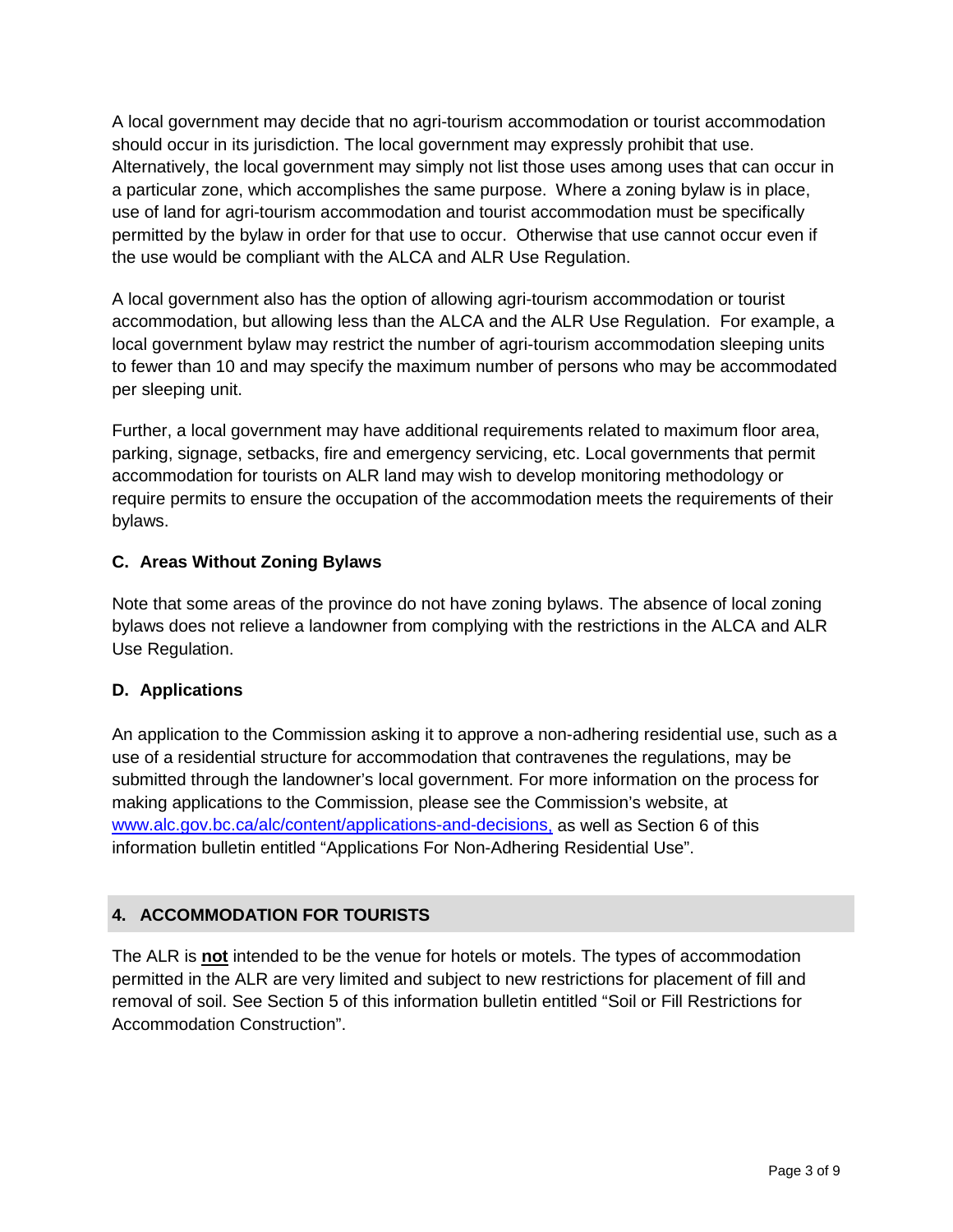A local government may decide that no agri-tourism accommodation or tourist accommodation should occur in its jurisdiction. The local government may expressly prohibit that use. Alternatively, the local government may simply not list those uses among uses that can occur in a particular zone, which accomplishes the same purpose. Where a zoning bylaw is in place, use of land for agri-tourism accommodation and tourist accommodation must be specifically permitted by the bylaw in order for that use to occur. Otherwise that use cannot occur even if the use would be compliant with the ALCA and ALR Use Regulation.

A local government also has the option of allowing agri-tourism accommodation or tourist accommodation, but allowing less than the ALCA and the ALR Use Regulation. For example, a local government bylaw may restrict the number of agri-tourism accommodation sleeping units to fewer than 10 and may specify the maximum number of persons who may be accommodated per sleeping unit.

Further, a local government may have additional requirements related to maximum floor area, parking, signage, setbacks, fire and emergency servicing, etc. Local governments that permit accommodation for tourists on ALR land may wish to develop monitoring methodology or require permits to ensure the occupation of the accommodation meets the requirements of their bylaws.

### C. Areas Without Zoning Bylaws

Note that some areas of the province do not have zoning bylaws. The absence of local zoning bylaws does not relieve a landowner from complying with the restrictions in the ALCA and ALR Use Regulation.

### D. Applications

An application to the Commission asking it to approve a non-adhering residential use, such as a use of a residential structure for accommodation that contravenes the regulations, may be submitted through the landowner's local government. For more information on the process for making applications to the Commission, please see the Commission's website, at www.alc.gov.bc.ca/alc/content/applications-and-decisions, as well as Section 6 of this information bulletin entitled "Applications For Non-Adhering Residential Use".

## 4. ACCOMMODATION FOR TOURISTS

The ALR is **not** intended to be the venue for hotels or motels. The types of accommodation permitted in the ALR are very limited and subject to new restrictions for placement of fill and removal of soil. See Section 5 of this information bulletin entitled "Soil or Fill Restrictions for Accommodation Construction".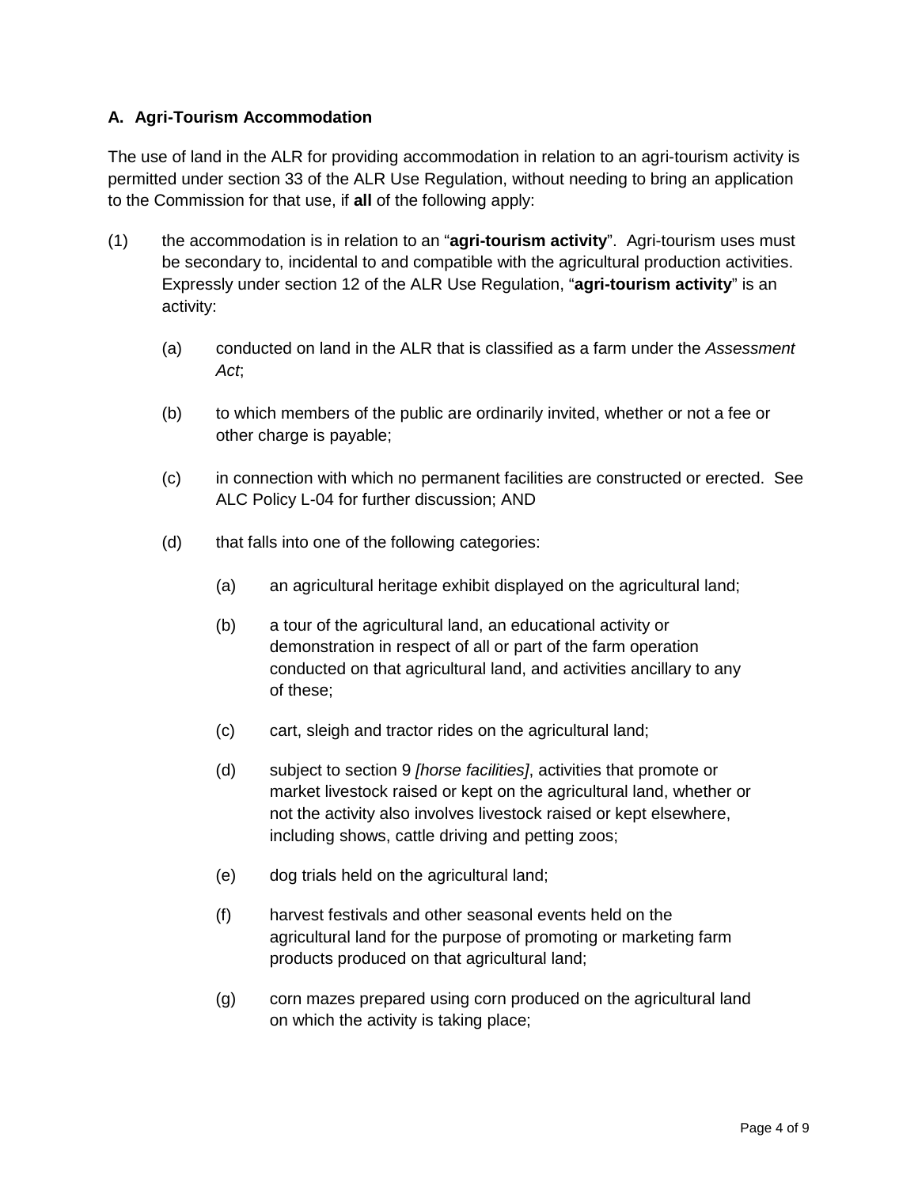### A. Agri-Tourism Accommodation

The use of land in the ALR for providing accommodation in relation to an agri-tourism activity is permitted under section 33 of the ALR Use Regulation, without needing to bring an application to the Commission for that use, if **all** of the following apply:

(1) the accommodation is in relation to an "**agri-tourism activity**". Agri-tourism uses must be secondary to, incidental to and compatible with the agricultural production activities. Expressly under section 12 of the ALR Use Regulation, "**agri-tourism activity**" is an activity:

   (a) conducted on land in the ALR that is classified as a farm under the *Assessment Act*;

   (b) to which members of the public are ordinarily invited, whether or not a fee or other charge is payable;

   (c) in connection with which no permanent facilities are constructed or erected. See ALC Policy L-04 for further discussion; AND

   (d) that falls into one of the following categories:

      (a) an agricultural heritage exhibit displayed on the agricultural land;

      (b) a tour of the agricultural land, an educational activity or demonstration in respect of all or part of the farm operation conducted on that agricultural land, and activities ancillary to any of these;

      (c) cart, sleigh and tractor rides on the agricultural land;

      (d) subject to section 9 *[horse facilities]*, activities that promote or market livestock raised or kept on the agricultural land, whether or not the activity also involves livestock raised or kept elsewhere, including shows, cattle driving and petting zoos;

      (e) dog trials held on the agricultural land;

      (f) harvest festivals and other seasonal events held on the agricultural land for the purpose of promoting or marketing farm products produced on that agricultural land;

      (g) corn mazes prepared using corn produced on the agricultural land on which the activity is taking place;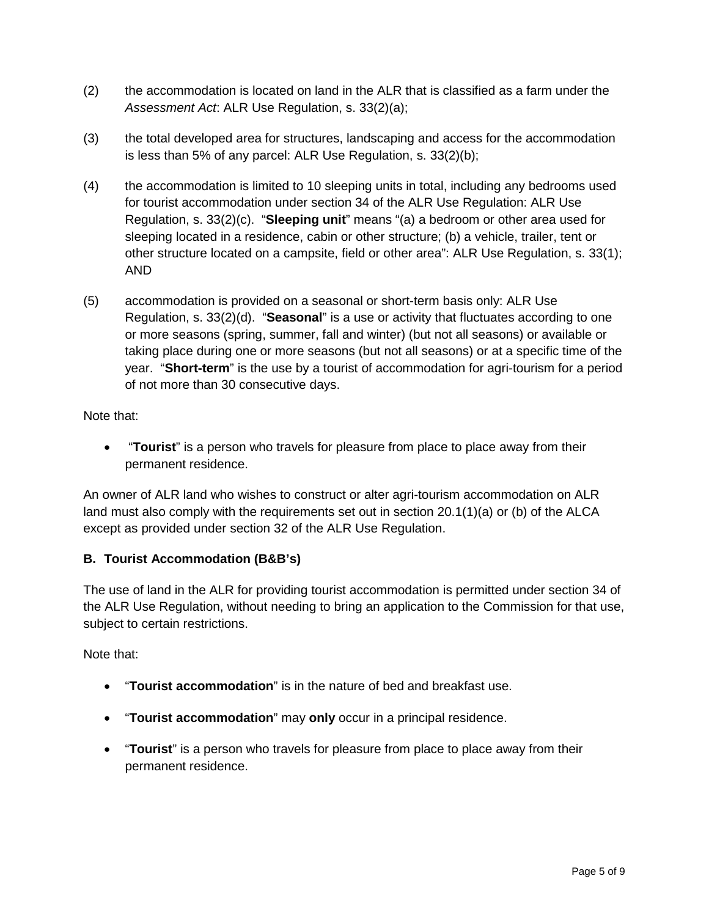(2) the accommodation is located on land in the ALR that is classified as a farm under the *Assessment Act*: ALR Use Regulation, s. 33(2)(a);

(3) the total developed area for structures, landscaping and access for the accommodation is less than 5% of any parcel: ALR Use Regulation, s. 33(2)(b);

(4) the accommodation is limited to 10 sleeping units in total, including any bedrooms used for tourist accommodation under section 34 of the ALR Use Regulation: ALR Use Regulation, s. 33(2)(c). "**Sleeping unit**" means "(a) a bedroom or other area used for sleeping located in a residence, cabin or other structure; (b) a vehicle, trailer, tent or other structure located on a campsite, field or other area": ALR Use Regulation, s. 33(1); AND

(5) accommodation is provided on a seasonal or short-term basis only: ALR Use Regulation, s. 33(2)(d). "**Seasonal**" is a use or activity that fluctuates according to one or more seasons (spring, summer, fall and winter) (but not all seasons) or available or taking place during one or more seasons (but not all seasons) or at a specific time of the year. "**Short-term**" is the use by a tourist of accommodation for agri-tourism for a period of not more than 30 consecutive days.

Note that:

- "**Tourist**" is a person who travels for pleasure from place to place away from their permanent residence.

An owner of ALR land who wishes to construct or alter agri-tourism accommodation on ALR land must also comply with the requirements set out in section 20.1(1)(a) or (b) of the ALCA except as provided under section 32 of the ALR Use Regulation.

**B. Tourist Accommodation (B&B's)**

The use of land in the ALR for providing tourist accommodation is permitted under section 34 of the ALR Use Regulation, without needing to bring an application to the Commission for that use, subject to certain restrictions.

Note that:

- "**Tourist accommodation**" is in the nature of bed and breakfast use.
- "**Tourist accommodation**" may **only** occur in a principal residence.
- "**Tourist**" is a person who travels for pleasure from place to place away from their permanent residence.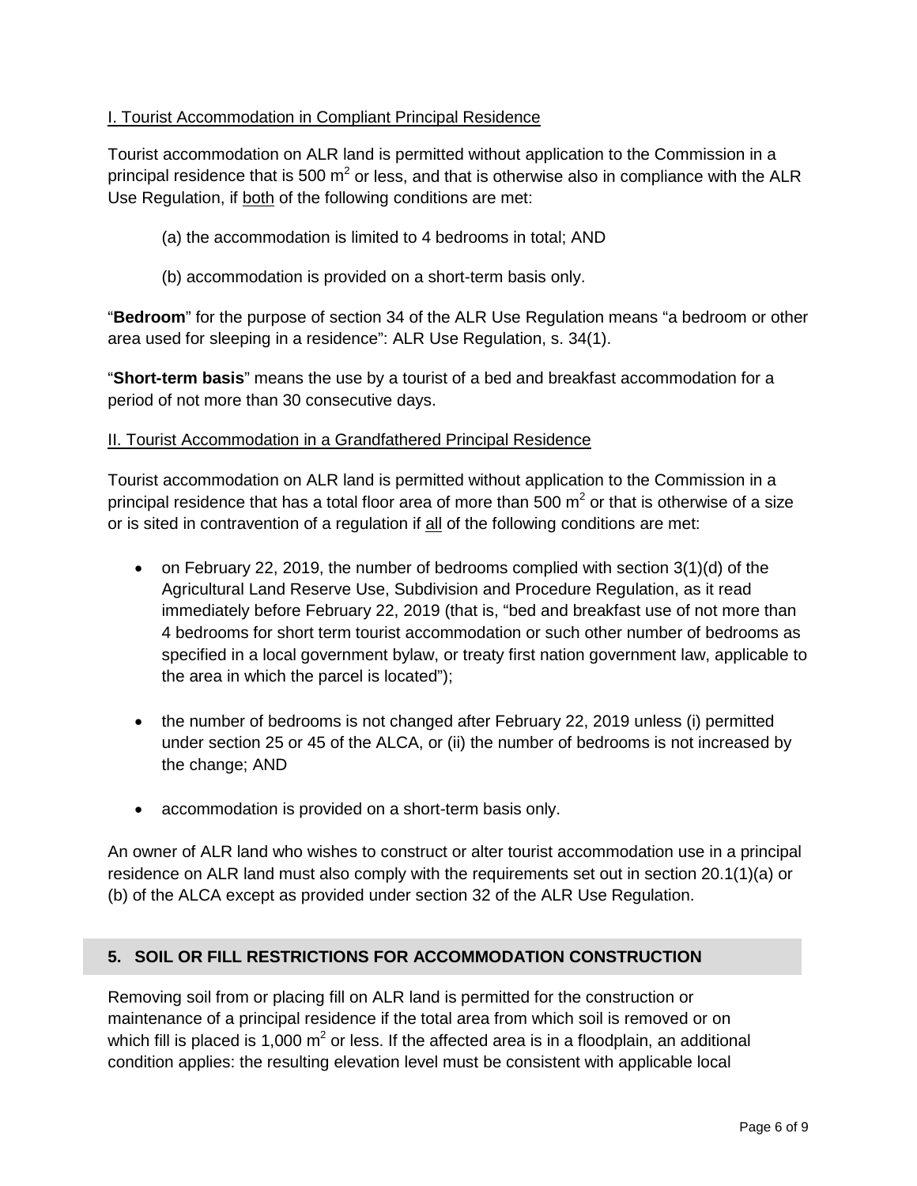<u>I. Tourist Accommodation in Compliant Principal Residence</u>

Tourist accommodation on ALR land is permitted without application to the Commission in a principal residence that is 500 $m^2$ or less, and that is otherwise also in compliance with the ALR Use Regulation, if <u>both</u> of the following conditions are met:

(a) the accommodation is limited to 4 bedrooms in total; AND

(b) accommodation is provided on a short-term basis only.

"**Bedroom**" for the purpose of section 34 of the ALR Use Regulation means "a bedroom or other area used for sleeping in a residence": ALR Use Regulation, s. 34(1).

"**Short-term basis**" means the use by a tourist of a bed and breakfast accommodation for a period of not more than 30 consecutive days.

<u>II. Tourist Accommodation in a Grandfathered Principal Residence</u>

Tourist accommodation on ALR land is permitted without application to the Commission in a principal residence that has a total floor area of more than 500 $m^2$ or that is otherwise of a size or is sited in contravention of a regulation if <u>all</u> of the following conditions are met:

- on February 22, 2019, the number of bedrooms complied with section 3(1)(d) of the Agricultural Land Reserve Use, Subdivision and Procedure Regulation, as it read immediately before February 22, 2019 (that is, "bed and breakfast use of not more than 4 bedrooms for short term tourist accommodation or such other number of bedrooms as specified in a local government bylaw, or treaty first nation government law, applicable to the area in which the parcel is located");
- the number of bedrooms is not changed after February 22, 2019 unless (i) permitted under section 25 or 45 of the ALCA, or (ii) the number of bedrooms is not increased by the change; AND
- accommodation is provided on a short-term basis only.

An owner of ALR land who wishes to construct or alter tourist accommodation use in a principal residence on ALR land must also comply with the requirements set out in section 20.1(1)(a) or (b) of the ALCA except as provided under section 32 of the ALR Use Regulation.

## 5. SOIL OR FILL RESTRICTIONS FOR ACCOMMODATION CONSTRUCTION

Removing soil from or placing fill on ALR land is permitted for the construction or maintenance of a principal residence if the total area from which soil is removed or on which fill is placed is 1,000 $m^2$ or less. If the affected area is in a floodplain, an additional condition applies: the resulting elevation level must be consistent with applicable local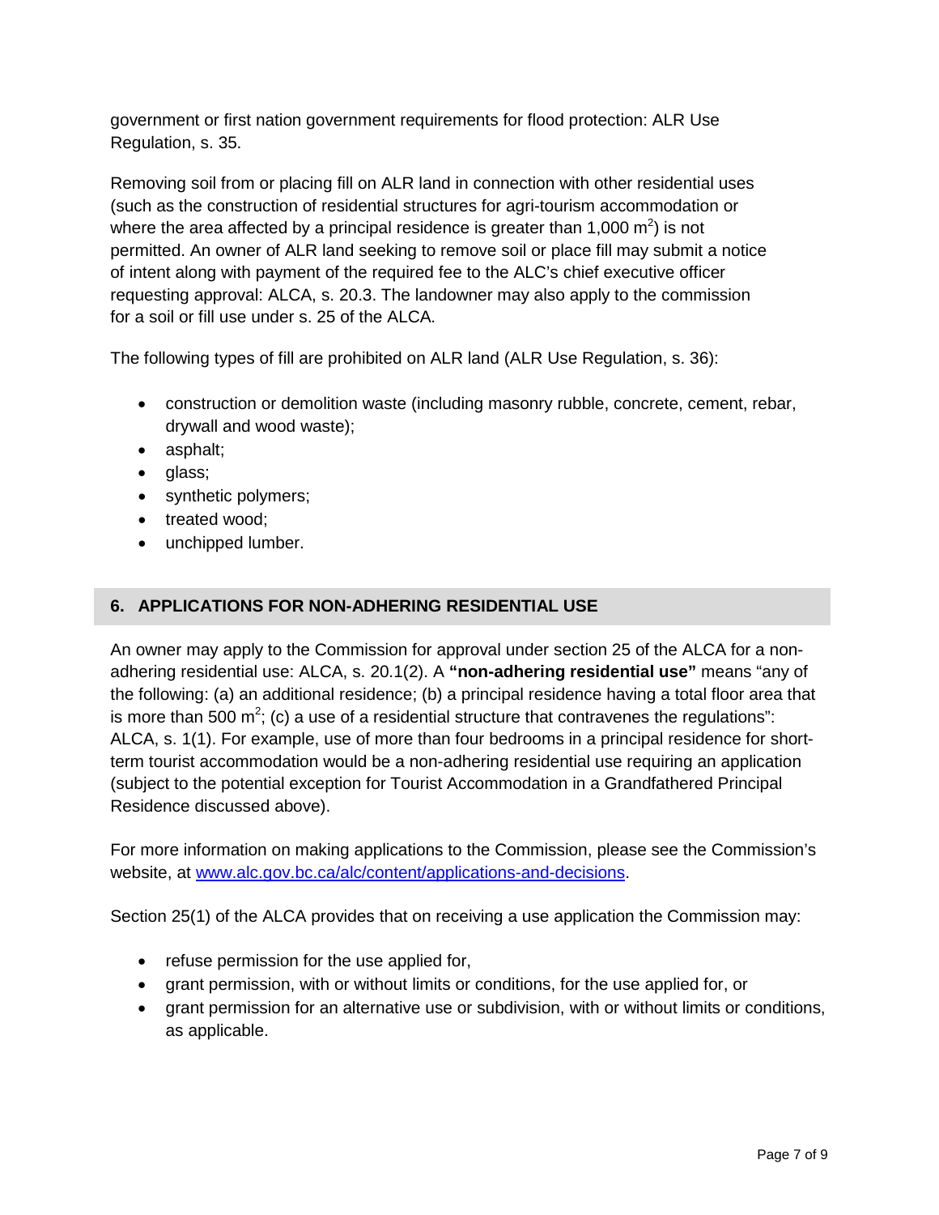government or first nation government requirements for flood protection: ALR Use Regulation, s. 35.

Removing soil from or placing fill on ALR land in connection with other residential uses (such as the construction of residential structures for agri-tourism accommodation or where the area affected by a principal residence is greater than 1,000 $m^2$) is not permitted. An owner of ALR land seeking to remove soil or place fill may submit a notice of intent along with payment of the required fee to the ALC's chief executive officer requesting approval: ALCA, s. 20.3. The landowner may also apply to the commission for a soil or fill use under s. 25 of the ALCA.

The following types of fill are prohibited on ALR land (ALR Use Regulation, s. 36):

- construction or demolition waste (including masonry rubble, concrete, cement, rebar, drywall and wood waste);
- asphalt;
- glass;
- synthetic polymers;
- treated wood;
- unchipped lumber.

## 6. APPLICATIONS FOR NON-ADHERING RESIDENTIAL USE

An owner may apply to the Commission for approval under section 25 of the ALCA for a non-adhering residential use: ALCA, s. 20.1(2). A **"non-adhering residential use"** means "any of the following: (a) an additional residence; (b) a principal residence having a total floor area that is more than 500 $m^2$; (c) a use of a residential structure that contravenes the regulations": ALCA, s. 1(1). For example, use of more than four bedrooms in a principal residence for short-term tourist accommodation would be a non-adhering residential use requiring an application (subject to the potential exception for Tourist Accommodation in a Grandfathered Principal Residence discussed above).

For more information on making applications to the Commission, please see the Commission's website, at [www.alc.gov.bc.ca/alc/content/applications-and-decisions](www.alc.gov.bc.ca/alc/content/applications-and-decisions).

Section 25(1) of the ALCA provides that on receiving a use application the Commission may:

- refuse permission for the use applied for,
- grant permission, with or without limits or conditions, for the use applied for, or
- grant permission for an alternative use or subdivision, with or without limits or conditions, as applicable.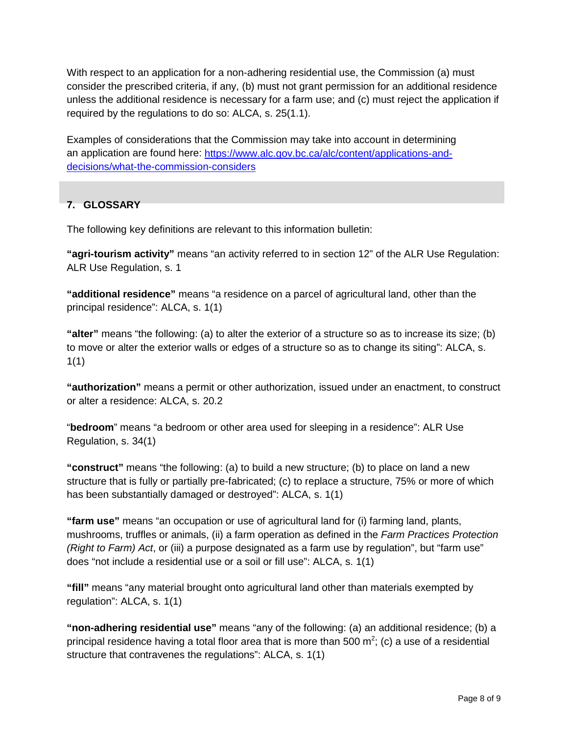With respect to an application for a non-adhering residential use, the Commission (a) must consider the prescribed criteria, if any, (b) must not grant permission for an additional residence unless the additional residence is necessary for a farm use; and (c) must reject the application if required by the regulations to do so: ALCA, s. 25(1.1).

Examples of considerations that the Commission may take into account in determining an application are found here: [https://www.alc.gov.bc.ca/alc/content/applications-and-decisions/what-the-commission-considers](https://www.alc.gov.bc.ca/alc/content/applications-and-decisions/what-the-commission-considers)

## 7. GLOSSARY

The following key definitions are relevant to this information bulletin:

**"agri-tourism activity"** means "an activity referred to in section 12" of the ALR Use Regulation: ALR Use Regulation, s. 1

**"additional residence"** means "a residence on a parcel of agricultural land, other than the principal residence": ALCA, s. 1(1)

**"alter"** means "the following: (a) to alter the exterior of a structure so as to increase its size; (b) to move or alter the exterior walls or edges of a structure so as to change its siting": ALCA, s. 1(1)

**"authorization"** means a permit or other authorization, issued under an enactment, to construct or alter a residence: ALCA, s. 20.2

"**bedroom**" means "a bedroom or other area used for sleeping in a residence": ALR Use Regulation, s. 34(1)

**"construct"** means "the following: (a) to build a new structure; (b) to place on land a new structure that is fully or partially pre-fabricated; (c) to replace a structure, 75% or more of which has been substantially damaged or destroyed": ALCA, s. 1(1)

**"farm use"** means "an occupation or use of agricultural land for (i) farming land, plants, mushrooms, truffles or animals, (ii) a farm operation as defined in the *Farm Practices Protection (Right to Farm) Act*, or (iii) a purpose designated as a farm use by regulation", but "farm use" does "not include a residential use or a soil or fill use": ALCA, s. 1(1)

**"fill"** means "any material brought onto agricultural land other than materials exempted by regulation": ALCA, s. 1(1)

**"non-adhering residential use"** means "any of the following: (a) an additional residence; (b) a principal residence having a total floor area that is more than 500 $m^2$; (c) a use of a residential structure that contravenes the regulations": ALCA, s. 1(1)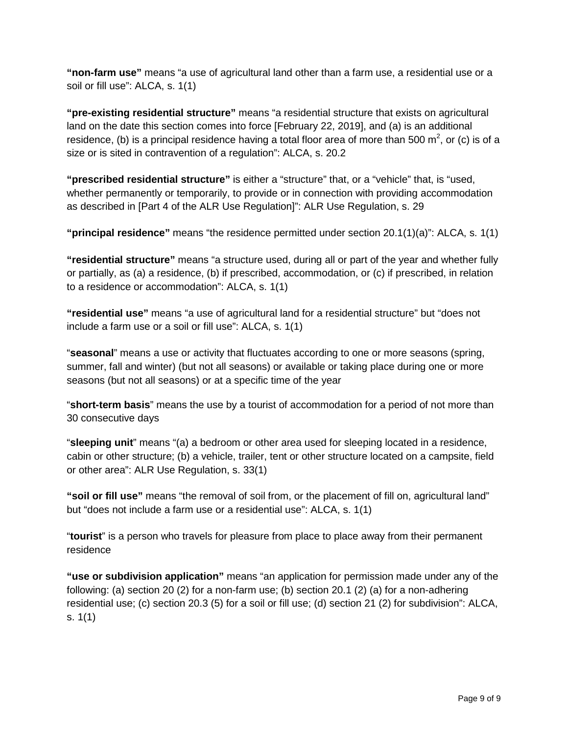**“non-farm use”** means “a use of agricultural land other than a farm use, a residential use or a soil or fill use”: ALCA, s. 1(1)

**“pre-existing residential structure”** means “a residential structure that exists on agricultural land on the date this section comes into force [February 22, 2019], and (a) is an additional residence, (b) is a principal residence having a total floor area of more than 500 $m^2$, or (c) is of a size or is sited in contravention of a regulation”: ALCA, s. 20.2

**“prescribed residential structure”** is either a “structure” that, or a “vehicle” that, is “used, whether permanently or temporarily, to provide or in connection with providing accommodation as described in [Part 4 of the ALR Use Regulation]”: ALR Use Regulation, s. 29

**“principal residence”** means “the residence permitted under section 20.1(1)(a)”: ALCA, s. 1(1)

**“residential structure”** means “a structure used, during all or part of the year and whether fully or partially, as (a) a residence, (b) if prescribed, accommodation, or (c) if prescribed, in relation to a residence or accommodation”: ALCA, s. 1(1)

**“residential use”** means “a use of agricultural land for a residential structure” but “does not include a farm use or a soil or fill use”: ALCA, s. 1(1)

“**seasonal**” means a use or activity that fluctuates according to one or more seasons (spring, summer, fall and winter) (but not all seasons) or available or taking place during one or more seasons (but not all seasons) or at a specific time of the year

“**short-term basis**” means the use by a tourist of accommodation for a period of not more than 30 consecutive days

“**sleeping unit**” means “(a) a bedroom or other area used for sleeping located in a residence, cabin or other structure; (b) a vehicle, trailer, tent or other structure located on a campsite, field or other area”: ALR Use Regulation, s. 33(1)

**“soil or fill use”** means “the removal of soil from, or the placement of fill on, agricultural land” but “does not include a farm use or a residential use”: ALCA, s. 1(1)

“**tourist**” is a person who travels for pleasure from place to place away from their permanent residence

**“use or subdivision application”** means “an application for permission made under any of the following: (a) section 20 (2) for a non-farm use; (b) section 20.1 (2) (a) for a non-adhering residential use; (c) section 20.3 (5) for a soil or fill use; (d) section 21 (2) for subdivision”: ALCA, s. 1(1)